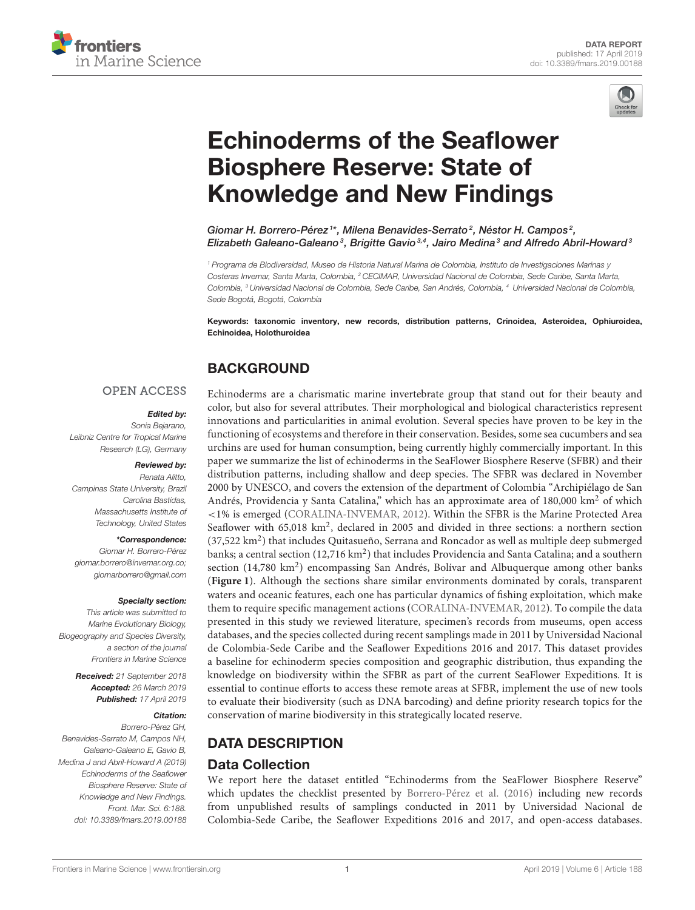DATA REPORT
published: 17 April 2019
doi: 10.3389/fmars.2019.00188

# Echinoderms of the Seaflower Biosphere Reserve: State of Knowledge and New Findings

*Giomar H. Borrero-Pérez[1]\*, Milena Benavides-Serrato[2], Néstor H. Campos[2], Elizabeth Galeano-Galeano[3], Brigitte Gavio[3,4], Jairo Medina[3] and Alfredo Abril-Howard[3]*

[1] Programa de Biodiversidad, Museo de Historia Natural Marina de Colombia, Instituto de Investigaciones Marinas y Costeras Invemar, Santa Marta, Colombia, [2] CECIMAR, Universidad Nacional de Colombia, Sede Caribe, Santa Marta, Colombia, [3] Universidad Nacional de Colombia, Sede Caribe, San Andrés, Colombia, [4] Universidad Nacional de Colombia, Sede Bogotá, Bogotá, Colombia

**Keywords: taxonomic inventory, new records, distribution patterns, Crinoidea, Asteroidea, Ophiuroidea, Echinoidea, Holothuroidea**

OPEN ACCESS

***Edited by:***
Sonia Bejarano,
Leibniz Centre for Tropical Marine Research (LG), Germany

***Reviewed by:***
Renata Alitto,
Campinas State University, Brazil
Carolina Bastidas,
Massachusetts Institute of Technology, United States

***\*Correspondence:***
Giomar H. Borrero-Pérez
giomar.borrero@invemar.org.co;
giomarborrero@gmail.com

***Specialty section:***
This article was submitted to Marine Evolutionary Biology, Biogeography and Species Diversity, a section of the journal Frontiers in Marine Science

***Received:*** 21 September 2018
***Accepted:*** 26 March 2019
***Published:*** 17 April 2019

***Citation:***
Borrero-Pérez GH, Benavides-Serrato M, Campos NH, Galeano-Galeano E, Gavio B, Medina J and Abril-Howard A (2019) Echinoderms of the Seaflower Biosphere Reserve: State of Knowledge and New Findings. Front. Mar. Sci. 6:188. doi: 10.3389/fmars.2019.00188

## BACKGROUND

Echinoderms are a charismatic marine invertebrate group that stand out for their beauty and color, but also for several attributes. Their morphological and biological characteristics represent innovations and particularities in animal evolution. Several species have proven to be key in the functioning of ecosystems and therefore in their conservation. Besides, some sea cucumbers and sea urchins are used for human consumption, being currently highly commercially important. In this paper we summarize the list of echinoderms in the SeaFlower Biosphere Reserve (SFBR) and their distribution patterns, including shallow and deep species. The SFBR was declared in November 2000 by UNESCO, and covers the extension of the department of Colombia "Archipiélago de San Andrés, Providencia y Santa Catalina," which has an approximate area of 180,000 km$^2$ of which <1% is emerged (CORALINA-INVEMAR, 2012). Within the SFBR is the Marine Protected Area Seaflower with 65,018 km$^2$, declared in 2005 and divided in three sections: a northern section (37,522 km$^2$) that includes Quitasueño, Serrana and Roncador as well as multiple deep submerged banks; a central section (12,716 km$^2$) that includes Providencia and Santa Catalina; and a southern section (14,780 km$^2$) encompassing San Andrés, Bolívar and Albuquerque among other banks (**Figure 1**). Although the sections share similar environments dominated by corals, transparent waters and oceanic features, each one has particular dynamics of fishing exploitation, which make them to require specific management actions (CORALINA-INVEMAR, 2012). To compile the data presented in this study we reviewed literature, specimen's records from museums, open access databases, and the species collected during recent samplings made in 2011 by Universidad Nacional de Colombia-Sede Caribe and the Seaflower Expeditions 2016 and 2017. This dataset provides a baseline for echinoderm species composition and geographic distribution, thus expanding the knowledge on biodiversity within the SFBR as part of the current SeaFlower Expeditions. It is essential to continue efforts to access these remote areas at SFBR, implement the use of new tools to evaluate their biodiversity (such as DNA barcoding) and define priority research topics for the conservation of marine biodiversity in this strategically located reserve.

## DATA DESCRIPTION

### Data Collection

We report here the dataset entitled "Echinoderms from the SeaFlower Biosphere Reserve" which updates the checklist presented by Borrero-Pérez et al. (2016) including new records from unpublished results of samplings conducted in 2011 by Universidad Nacional de Colombia-Sede Caribe, the Seaflower Expeditions 2016 and 2017, and open-access databases.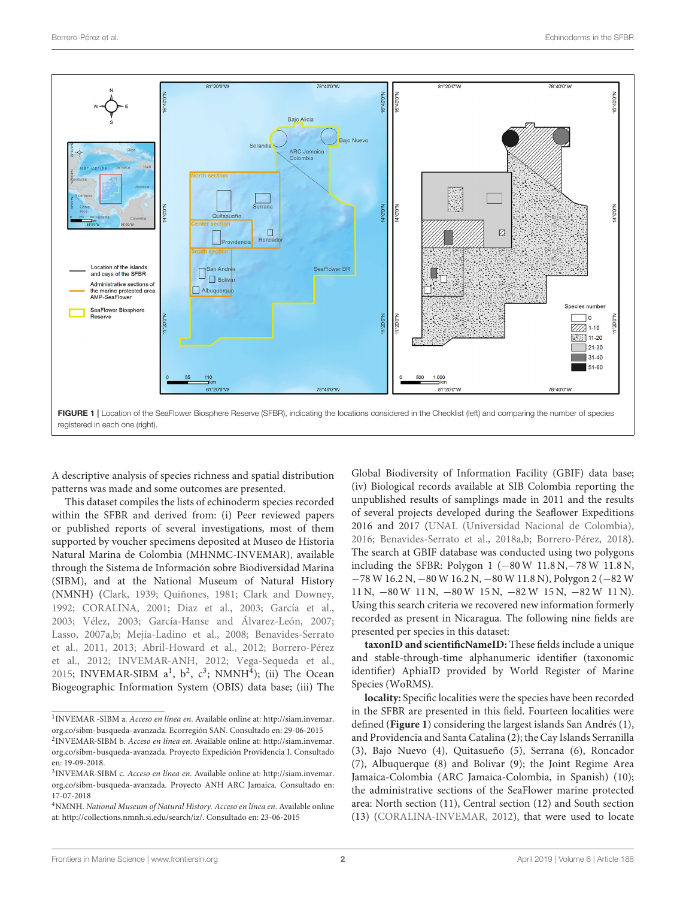FIGURE 1 | Location of the SeaFlower Biosphere Reserve (SFBR), indicating the locations considered in the Checklist (left) and comparing the number of species registered in each one (right).

A descriptive analysis of species richness and spatial distribution patterns was made and some outcomes are presented.

This dataset compiles the lists of echinoderm species recorded within the SFBR and derived from: (i) Peer reviewed papers or published reports of several investigations, most of them supported by voucher specimens deposited at Museo de Historia Natural Marina de Colombia (MHNMC-INVEMAR), available through the Sistema de Información sobre Biodiversidad Marina (SIBM), and at the National Museum of Natural History (NMNH) (Clark, 1939; Quiñones, 1981; Clark and Downey, 1992; CORALINA, 2001; Diaz et al., 2003; García et al., 2003; Vélez, 2003; García-Hanse and Álvarez-León, 2007; Lasso, 2007a,b; Mejía-Ladino et al., 2008; Benavides-Serrato et al., 2011, 2013; Abril-Howard et al., 2012; Borrero-Pérez et al., 2012; INVEMAR-ANH, 2012; Vega-Sequeda et al., 2015; INVEMAR-SIBM a[1], b[2], c[3]; NMNH[4]); (ii) The Ocean Biogeographic Information System (OBIS) data base; (iii) The Global Biodiversity of Information Facility (GBIF) data base; (iv) Biological records available at SIB Colombia reporting the unpublished results of samplings made in 2011 and the results of several projects developed during the Seaflower Expeditions 2016 and 2017 (UNAL (Universidad Nacional de Colombia), 2016; Benavides-Serrato et al., 2018a,b; Borrero-Pérez, 2018). The search at GBIF database was conducted using two polygons including the SFBR: Polygon 1 (−80 W 11.8 N, −78 W 11.8 N, −78 W 16.2 N, −80 W 16.2 N, −80 W 11.8 N), Polygon 2 (−82 W 11 N, −80 W 11 N, −80 W 15 N, −82 W 15 N, −82 W 11 N). Using this search criteria we recovered new information formerly recorded as present in Nicaragua. The following nine fields are presented per species in this dataset:

**taxonID and scientificNameID:** These fields include a unique and stable-through-time alphanumeric identifier (taxonomic identifier) AphiaID provided by World Register of Marine Species (WoRMS).

**locality:** Specific localities were the species have been recorded in the SFBR are presented in this field. Fourteen localities were defined (**Figure 1**) considering the largest islands San Andrés (1), and Providencia and Santa Catalina (2); the Cay Islands Serranilla (3), Bajo Nuevo (4), Quitasueño (5), Serrana (6), Roncador (7), Albuquerque (8) and Bolivar (9); the Joint Regime Area Jamaica-Colombia (ARC Jamaica-Colombia, in Spanish) (10); the administrative sections of the SeaFlower marine protected area: North section (11), Central section (12) and South section (13) (CORALINA-INVEMAR, 2012), that were used to locate

[1]INVEMAR -SIBM a. *Acceso en línea en*. Available online at: http://siam.invemar.org.co/sibm-busqueda-avanzada. Ecorregión SAN. Consultado en: 29-06-2015

[2]INVEMAR-SIBM b. *Acceso en línea en*. Available online at: http://siam.invemar.org.co/sibm-busqueda-avanzada. Proyecto Expedición Providencia I. Consultado en: 19-09-2018.

[3]INVEMAR-SIBM c. *Acceso en línea en*. Available online at: http://siam.invemar.org.co/sibm-busqueda-avanzada. Proyecto ANH ARC Jamaica. Consultado en: 17-07-2018

[4]NMNH. *National Museum of Natural History. Acceso en línea en*. Available online at: http://collections.nmnh.si.edu/search/iz/. Consultado en: 23-06-2015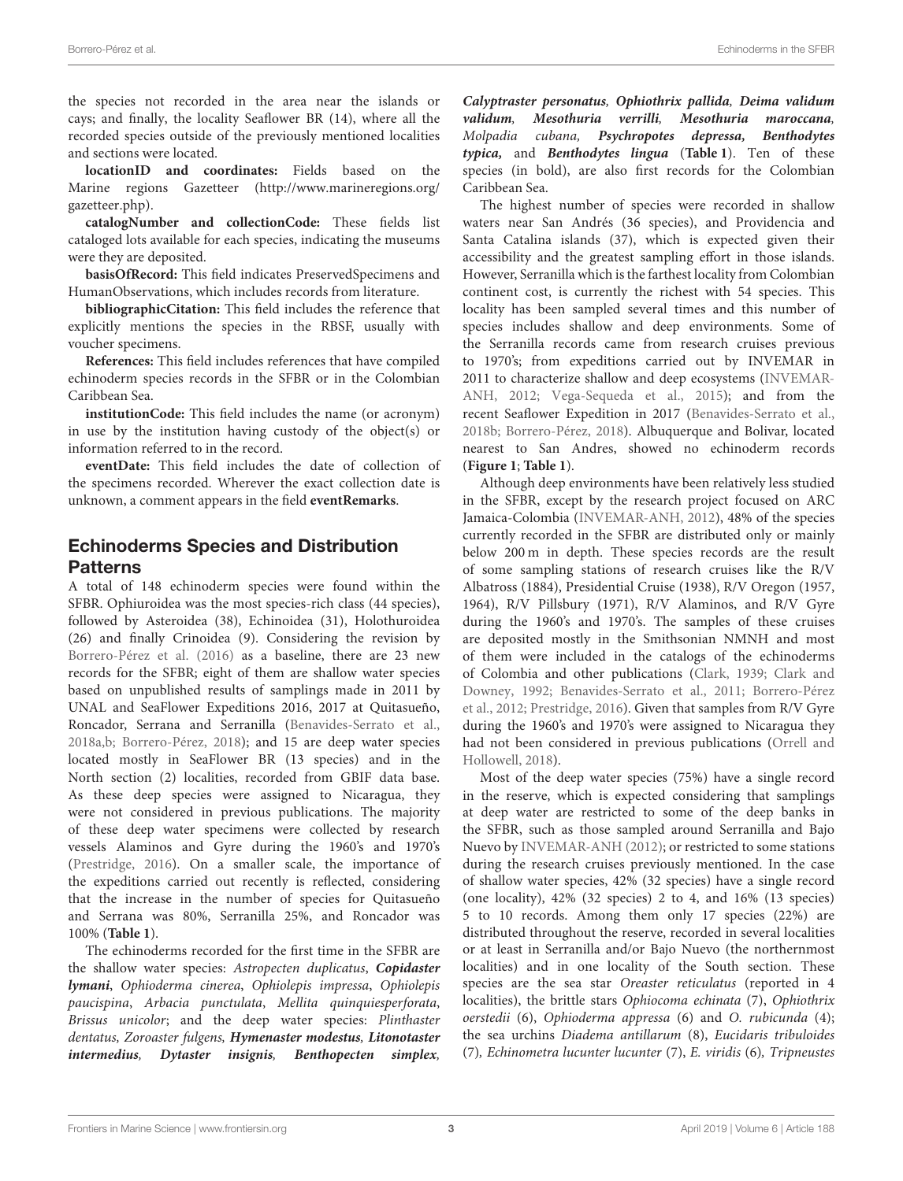the species not recorded in the area near the islands or cays; and finally, the locality Seaflower BR (14), where all the recorded species outside of the previously mentioned localities and sections were located.

**locationID and coordinates:** Fields based on the Marine regions Gazetteer (http://www.marineregions.org/gazetteer.php).

**catalogNumber and collectionCode:** These fields list cataloged lots available for each species, indicating the museums were they are deposited.

**basisOfRecord:** This field indicates PreservedSpecimens and HumanObservations, which includes records from literature.

**bibliographicCitation:** This field includes the reference that explicitly mentions the species in the RBSF, usually with voucher specimens.

**References:** This field includes references that have compiled echinoderm species records in the SFBR or in the Colombian Caribbean Sea.

**institutionCode:** This field includes the name (or acronym) in use by the institution having custody of the object(s) or information referred to in the record.

**eventDate:** This field includes the date of collection of the specimens recorded. Wherever the exact collection date is unknown, a comment appears in the field **eventRemarks**.

## Echinoderms Species and Distribution Patterns

A total of 148 echinoderm species were found within the SFBR. Ophiuroidea was the most species-rich class (44 species), followed by Asteroidea (38), Echinoidea (31), Holothuroidea (26) and finally Crinoidea (9). Considering the revision by Borrero-Pérez et al. (2016) as a baseline, there are 23 new records for the SFBR; eight of them are shallow water species based on unpublished results of samplings made in 2011 by UNAL and SeaFlower Expeditions 2016, 2017 at Quitasueño, Roncador, Serrana and Serranilla (Benavides-Serrato et al., 2018a,b; Borrero-Pérez, 2018); and 15 are deep water species located mostly in SeaFlower BR (13 species) and in the North section (2) localities, recorded from GBIF data base. As these deep species were assigned to Nicaragua, they were not considered in previous publications. The majority of these deep water specimens were collected by research vessels Alaminos and Gyre during the 1960's and 1970's (Prestridge, 2016). On a smaller scale, the importance of the expeditions carried out recently is reflected, considering that the increase in the number of species for Quitasueño and Serrana was 80%, Serranilla 25%, and Roncador was 100% (**Table 1**).

The echinoderms recorded for the first time in the SFBR are the shallow water species: *Astropecten duplicatus*, ***Copidaster lymani***, *Ophioderma cinerea*, *Ophiolepis impressa*, *Ophiolepis paucispina*, *Arbacia punctulata*, *Mellita quinquiesperforata*, *Brissus unicolor*; and the deep water species: *Plinthaster dentatus, Zoroaster fulgens,* ***Hymenaster modestus***, ***Litonotaster intermedius***, ***Dytaster insignis***, ***Benthopecten simplex***, ***Calyptraster personatus***, ***Ophiothrix pallida***, ***Deima validum validum***, ***Mesothuria verrilli***, ***Mesothuria maroccana***, *Molpadia cubana*, ***Psychropotes depressa***, ***Benthodytes typica***, and ***Benthodytes lingua*** (**Table 1**). Ten of these species (in bold), are also first records for the Colombian Caribbean Sea.

The highest number of species were recorded in shallow waters near San Andrés (36 species), and Providencia and Santa Catalina islands (37), which is expected given their accessibility and the greatest sampling effort in those islands. However, Serranilla which is the farthest locality from Colombian continent cost, is currently the richest with 54 species. This locality has been sampled several times and this number of species includes shallow and deep environments. Some of the Serranilla records came from research cruises previous to 1970's; from expeditions carried out by INVEMAR in 2011 to characterize shallow and deep ecosystems (INVEMAR-ANH, 2012; Vega-Sequeda et al., 2015); and from the recent Seaflower Expedition in 2017 (Benavides-Serrato et al., 2018b; Borrero-Pérez, 2018). Albuquerque and Bolivar, located nearest to San Andres, showed no echinoderm records (**Figure 1**; **Table 1**).

Although deep environments have been relatively less studied in the SFBR, except by the research project focused on ARC Jamaica-Colombia (INVEMAR-ANH, 2012), 48% of the species currently recorded in the SFBR are distributed only or mainly below 200 m in depth. These species records are the result of some sampling stations of research cruises like the R/V Albatross (1884), Presidential Cruise (1938), R/V Oregon (1957, 1964), R/V Pillsbury (1971), R/V Alaminos, and R/V Gyre during the 1960's and 1970's. The samples of these cruises are deposited mostly in the Smithsonian NMNH and most of them were included in the catalogs of the echinoderms of Colombia and other publications (Clark, 1939; Clark and Downey, 1992; Benavides-Serrato et al., 2011; Borrero-Pérez et al., 2012; Prestridge, 2016). Given that samples from R/V Gyre during the 1960's and 1970's were assigned to Nicaragua they had not been considered in previous publications (Orrell and Hollowell, 2018).

Most of the deep water species (75%) have a single record in the reserve, which is expected considering that samplings at deep water are restricted to some of the deep banks in the SFBR, such as those sampled around Serranilla and Bajo Nuevo by INVEMAR-ANH (2012); or restricted to some stations during the research cruises previously mentioned. In the case of shallow water species, 42% (32 species) have a single record (one locality), 42% (32 species) 2 to 4, and 16% (13 species) 5 to 10 records. Among them only 17 species (22%) are distributed throughout the reserve, recorded in several localities or at least in Serranilla and/or Bajo Nuevo (the northernmost localities) and in one locality of the South section. These species are the sea star *Oreaster reticulatus* (reported in 4 localities), the brittle stars *Ophiocoma echinata* (7), *Ophiothrix oerstedii* (6), *Ophioderma appressa* (6) and *O. rubicunda* (4); the sea urchins *Diadema antillarum* (8), *Eucidaris tribuloides* (7), *Echinometra lucunter lucunter* (7), *E. viridis* (6), *Tripneustes*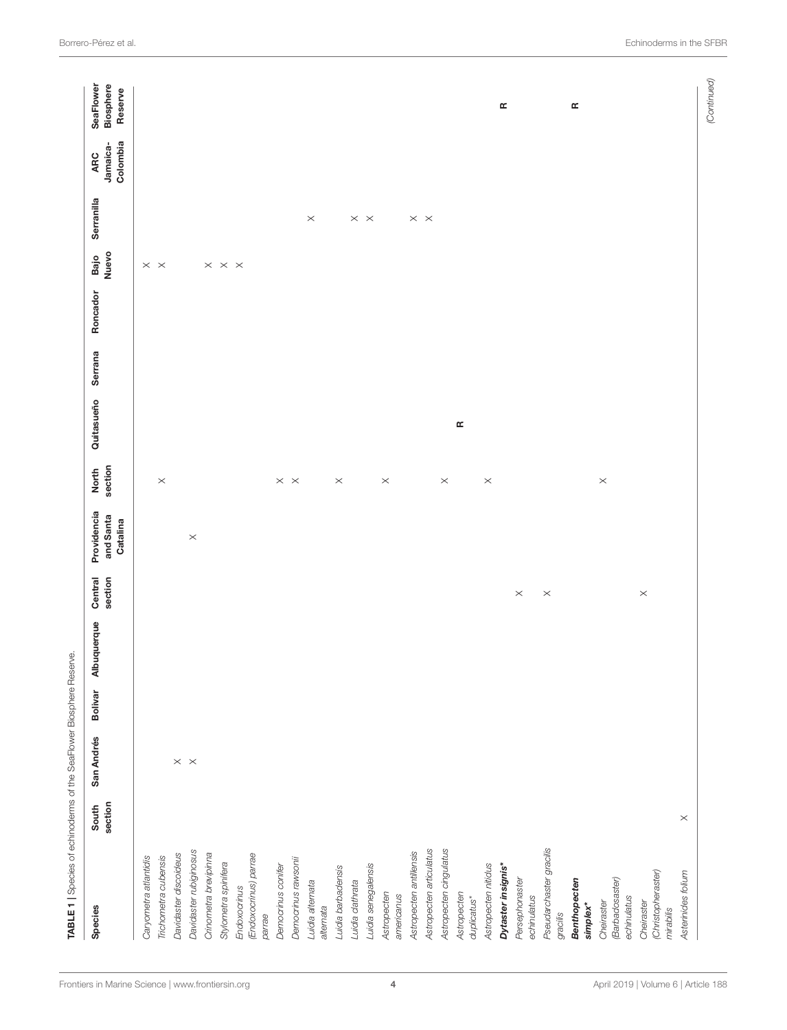**TABLE 1 |** Species of echinoderms of the SeaFlower Biosphere Reserve.

| Species | South section | San Andrés | Bolivar | Albuquerque | Central section | Providencia and Santa Catalina | North section | Quitasueño | Serrana | Roncador | Bajo Nuevo | Serranilla | ARC Jamaica-Colombia | SeaFlower Biosphere Reserve |
|---|---|---|---|---|---|---|---|---|---|---|---|---|---|---|
| *Caryometra atlantidis* | | | | | | | | | | | × | | | |
| *Trichometra cubensis* | | | | | | | × | | | | × | | | |
| *Davidaster discoideus* | | × | | | | | | | | | | | | |
| *Davidaster rubiginosus* | | × | | | | × | | | | | | | | |
| *Crinometra brevipinna* | | | | | | | | | | | × | | | |
| *Stylometra spinifera* | | | | | | | | | | | × | | | |
| *Endoxocrinus (Endoxocrinus) parrae parrae* | | | | | | | | | | | × | × | | |
| *Democrinus conifer* | | | | | | | × | | | | | | | |
| *Democrinus rawsonii* | | | | | | | × | | | | | | | |
| *Luidia alternata alternata* | | | | | | | | | | | | | | |
| *Luidia barbadensis* | | | | | | | × | | | | | | | |
| *Luidia clathrata* | | | | | | | | | | | | × | | |
| *Luidia senegalensis* | | | | | | | | | | | | × | | |
| *Astropecten americanus* | | | | | | | × | | | | | | | |
| *Astropecten antillensis* | | | | | | | | | | | | × | | |
| *Astropecten articulatus* | | | | | | | × | | | | | × | | |
| *Astropecten cingulatus* | | | | | | | | | | | | | | |
| *Astropecten duplicatus** | | | | | | | | R | | | | | | |
| *Astropecten nitidus* | | | | | | | × | | | | | | | |
| ***Dytaster insignis**** | | | | | | | | | | | | | | R |
| *Persephonaster echinulatus* | | | | | × | | | | | | | | | |
| *Pseudarchaster gracilis* | | | | | × | | | | | | | | | |
| ***Benthopecten simplex**** | | | | | | | | | | | | | | R |
| *Cheiraster (Barbadosaster) echinulatus* | | | | | | | × | | | | | | | |
| *Cheiraster (Christopheraster) mirabilis* | | | | | × | | | | | | | | | |
| *Asterinides folium* | × | | | | | | | | | | | | | |

(Continued)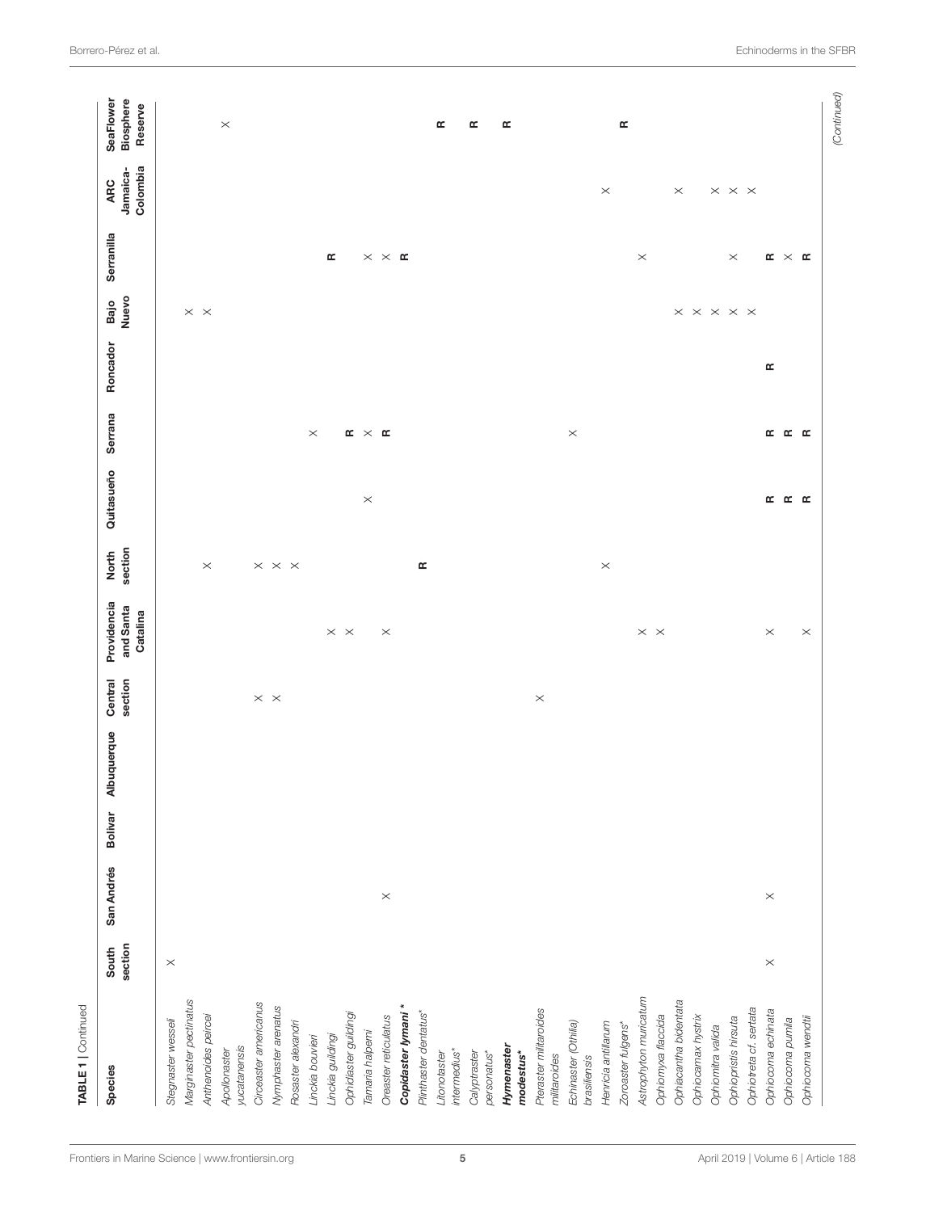**TABLE 1** | Continued

| Species | South section | San Andrés | Bolivar | Albuquerque | Central section | Providencia and Santa Catalina | North section | Quitasueño | Serrana | Roncador | Bajo Nuevo | Serranilla | ARC Jamaica-Colombia | SeaFlower Biosphere Reserve |
|---|---|---|---|---|---|---|---|---|---|---|---|---|---|---|
| *Stegnaster wesseli* | × | | | | | | | | | | | | | |
| *Marginaster pectinatus* | | | | | | | | | | | × | | | |
| *Anthenoides peircei* | | | | | | | × | | | | × | | | |
| *Apollonaster yucatanensis* | | | | | | | | | | | | | | × |
| *Circeaster americanus* | | | | | × | | × | | | | | | | |
| *Nymphaster arenatus* | | | | | × | | × | | | | | | | |
| *Rosaster alexandri* | | | | | | | × | | | | | | | |
| *Linckia bouvieri* | | | | | | | | | × | | | | | |
| *Linckia guildingi* | | | | | | × | | | | | | R | | |
| *Ophidiaster guildingi* | | | | | | × | | | R | | | | | |
| *Tamaria halperni* | | | | | | | | × | × | | | × | | |
| *Oreaster reticulatus* | | × | | | | × | | | R | | | × | | |
| ***Copidaster lymani**** | | | | | | | | | | | | R | | |
| *Plinthaster dentatus** | | | | | | | R | | | | | | | |
| *Litonotaster intermedius** | | | | | | | | | | | | | | R |
| *Calyptraster personatus** | | | | | | | | | | | | | | R |
| ***Hymenaster modestus**** | | | | | | | | | | | | | | R |
| *Pteraster militaroides* | | | | | × | | | | | | | | | |
| *Echinaster (Othilia) brasiliensis* | | | | | | | | | × | | | | | |
| *Henricia antillarum* | | | | | | | × | | | | | | × | |
| *Zoroaster fulgens** | | | | | | | | | | | | | | R |
| *Astrophyton muricatum* | | | | | | × | | | | | | × | | |
| *Ophiomyxa flaccida* | | | | | | × | | | | | | | | |
| *Ophiacantha bidentata* | | | | | | | | | | | × | | × | |
| *Ophiocamax hystrix* | | | | | | | | | | | × | | | |
| *Ophiomitra valida* | | | | | | | | | | | × | | × | |
| *Ophiopristis hirsuta* | | | | | | | | | | | × | × | × | |
| *Ophiotreta cf. sertata* | | | | | | | | | | | × | | × | |
| *Ophiocoma echinata* | × | × | | | | × | | R | R | R | | R | | |
| *Ophiocoma pumila* | | | | | | | | R | R | | | × | | |
| *Ophiocoma wendtii* | | | | | | × | | R | R | | | R | | |

(Continued)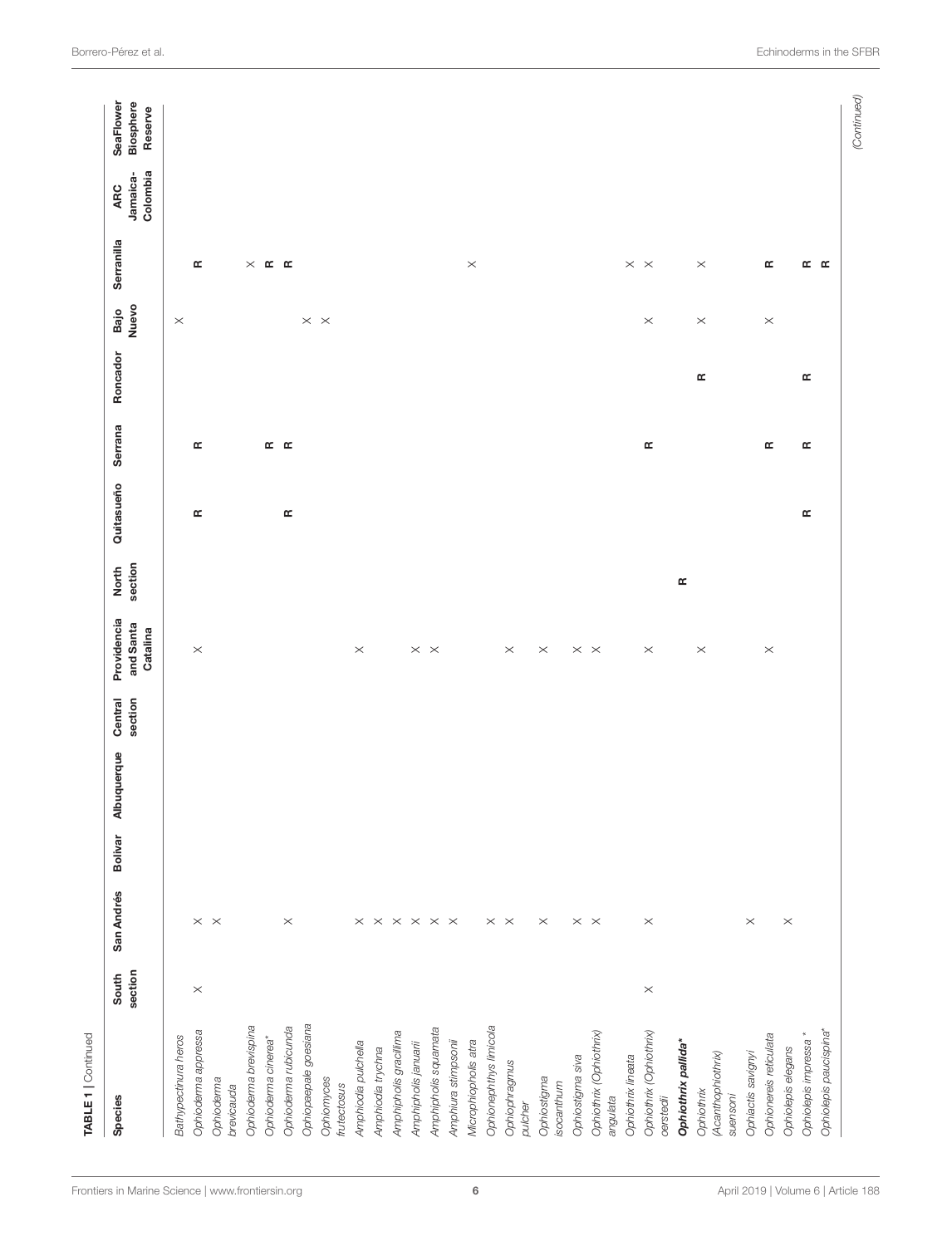**TABLE 1** | Continued

| Species | South section | San Andrés | Bolivar | Albuquerque | Central section | Providencia and Santa Catalina | North section | Quitasueño | Serrana | Roncador | Bajo Nuevo | Serranilla | ARC Jamaica-Colombia | SeaFlower Biosphere Reserve |
|---|---|---|---|---|---|---|---|---|---|---|---|---|---|---|
| *Bathypectinura heros* | | | | | | | | | | | × | | | |
| *Ophioderma appressa* | × | × | | | | × | | R | R | | | R | | |
| *Ophioderma brevicauda* | | × | | | | | | | | | | | | |
| *Ophioderma brevispina* | | | | | | | | | | | | × | | |
| *Ophioderma cinerea** | | | | | | | | | R | | | R | | |
| *Ophioderma rubicunda* | | × | | | | | | R | R | | | R | | |
| *Ophiopaepale goesiana* | | | | | | | | | | | × | | | |
| *Ophiomyces frutectosus* | | | | | | | | | | | × | | | |
| *Amphiodia pulchella* | | × | | | | × | | | | | | | | |
| *Amphiodia trychna* | | × | | | | | | | | | | | | |
| *Amphipholis gracillima* | | × | | | | | | | | | | | | |
| *Amphipholis januarii* | | × | | | | × | | | | | | | | |
| *Amphipholis squamata* | | × | | | | × | | | | | | | | |
| *Amphiura stimpsonii* | | × | | | | | | | | | | | | |
| *Microphiopholis atra* | | | | | | | | | | | | × | | |
| *Ophionephthys limicola* | | × | | | | | | | | | | | | |
| *Ophiophragmus pulcher* | | × | | | | × | | | | | | | | |
| *Ophiostigma isocanthum* | | × | | | | × | | | | | | | | |
| *Ophiostigma siva* | | × | | | | × | | | | | | | | |
| *Ophiothrix (Ophiothrix) angulata* | | × | | | | × | | | | | | | | |
| *Ophiothrix lineata* | | | | | | | | | | | | × | | |
| *Ophiothrix (Ophiothrix) oerstedii* | × | × | | | | × | | | R | | × | × | | |
| ***Ophiothrix pallida**** | | | | | | | R | | | | | | | |
| *Ophiothrix (Acanthophiothrix) suensoni* | | | | | | × | | | | R | × | × | | |
| *Ophiactis savignyi* | | × | | | | | | | | | | | | |
| *Ophionereis reticulata* | | | | | | × | | | R | | × | R | | |
| *Ophiolepis elegans* | | × | | | | | | | | | | | | |
| *Ophiolepis impressa* * | | | | | | | | R | R | R | | R | | |
| *Ophiolepis paucispina** | | | | | | | | | | | | R | | |

(Continued)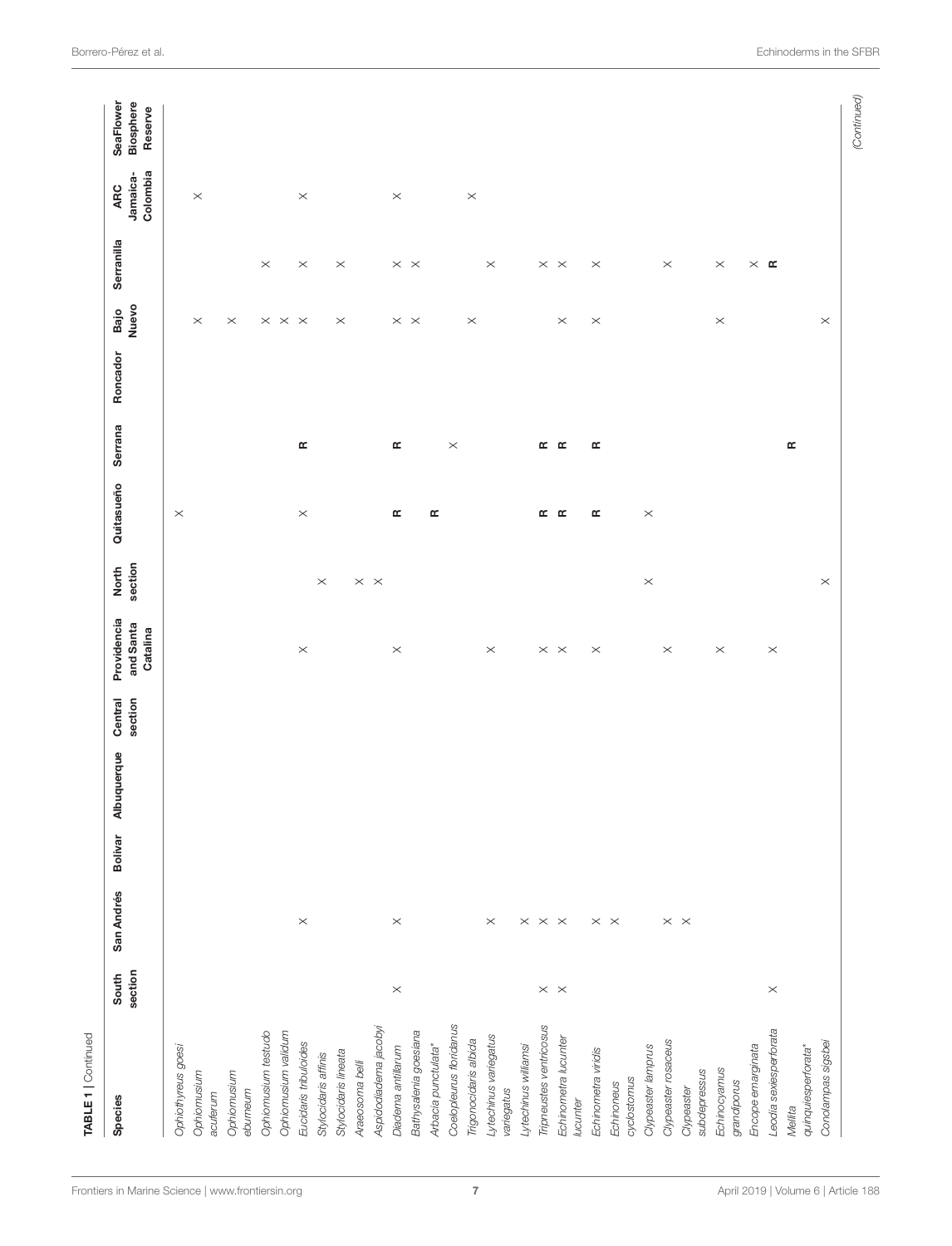**TABLE 1 | Continued**

| Species | South section | San Andrés | Bolivar | Albuquerque | Central section | Providencia and Santa Catalina | North section | Quitasueño | Serrana | Roncador | Bajo Nuevo | Serranilla | ARC Jamaica-Colombia | SeaFlower Biosphere Reserve |
|---|---|---|---|---|---|---|---|---|---|---|---|---|---|---|
| *Ophiothyreus goesi* | | | | | | | | × | | | | | | |
| *Ophiomusium acuferum* | | | | | | | | | | | × | | × | |
| *Ophiomusium eburneum* | | | | | | | | | | | × | | | |
| *Ophiomusium testudo* | | | | | | | | | | | × | × | | |
| *Ophiomusium validum* | | | | | | | | | | | × | | | |
| *Eucidaris tribuloides* | | × | | | | × | | × | R | | × | × | × | |
| *Stylocidaris affinis* | | | | | | | × | | | | | | | |
| *Stylocidaris lineata* | | | | | | | | | | | × | × | | |
| *Araeosoma belli* | | | | | | | × | | | | | | | |
| *Aspidodiadema jacobyi* | | | | | | | × | | | | | | | |
| *Diadema antillarum* | × | × | | | | × | | R | R | | × | × | × | |
| *Bathysalenia goesiana* | | | | | | | | | | | × | × | | |
| *Arbacia punctulata** | | | | | | | | R | | | | | | |
| *Coelopleurus floridanus* | | | | | | | | | × | | | | | |
| *Trigonocidaris albida* | | | | | | | | | | | | | × | |
| *Lytechinus variegatus* | | × | | | | × | | | | | × | × | | |
| *Lytechinus williamsi* | | × | | | | | | | | | | | | |
| *Tripneustes ventricosus* | × | × | | | | × | | R | R | | | × | | |
| *Echinometra lucunter* | × | × | | | | × | | R | R | | × | × | | |
| *Echinometra viridis* | | × | | | | × | | R | R | | × | × | | |
| *Echinoneus cyclostomus* | | × | | | | | | | | | | | | |
| *Clypeaster lamprus* | | | | | | | × | × | | | | | | |
| *Clypeaster rosaceus* | | × | | | | × | | | | | | × | | |
| *Clypeaster subdepressus* | | × | | | | | | | | | | | | |
| *Echinocyamus grandiporus* | | | | | | × | | | | | × | × | | |
| *Encope emarginata* | | | | | | | | | | | | × | | |
| *Leodia sexiesperforata* | × | | | | | × | | | | | | R | | |
| *Mellita quinquiesperforata** | | | | | | | | | R | | | | | |
| *Conolampas sigsbei* | | | | | | | × | | | | × | | | |

(Continued)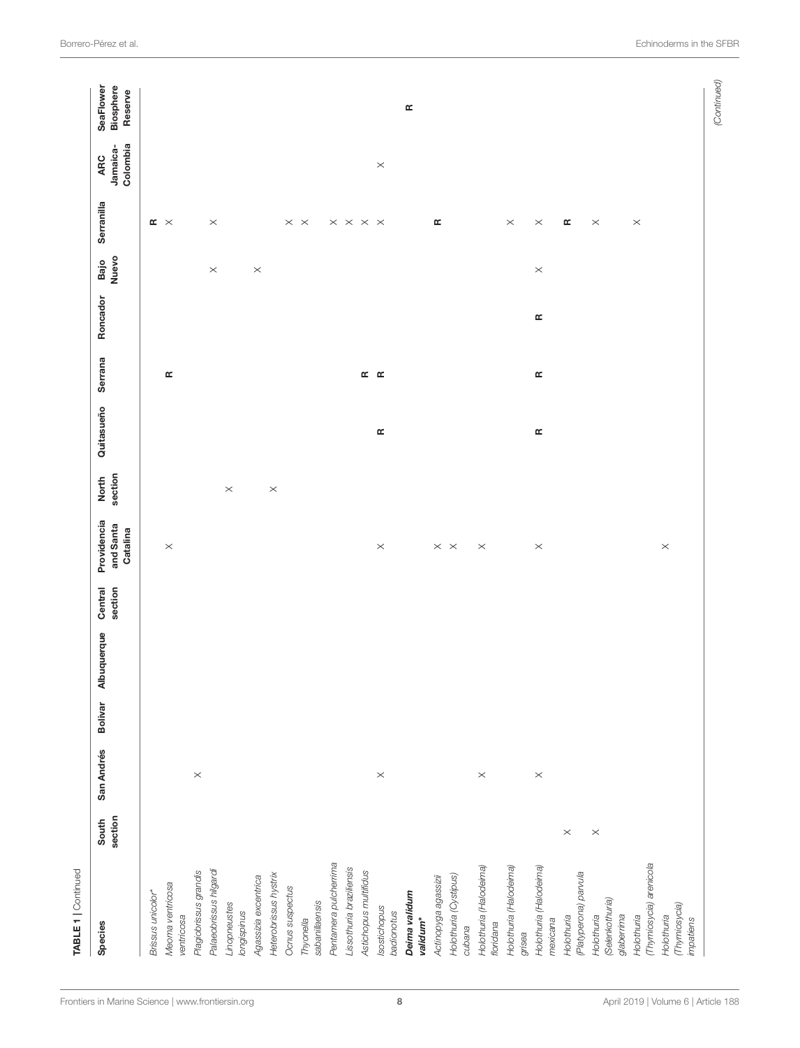**TABLE 1** | Continued

| Species | South section | San Andrés | Bolivar | Albuquerque | Central section | Providencia and Santa Catalina | North section | Quitasueño | Serrana | Roncador | Bajo Nuevo | Serranilla | ARC Jamaica-Colombia | SeaFlower Biosphere Reserve |
|---|---|---|---|---|---|---|---|---|---|---|---|---|---|---|
| *Brissus unicolor** | | | | | | | | | | | | R | | |
| *Meoma ventricosa ventricosa* | | | | | | X | | | R | | | X | | |
| *Plagiobrissus grandis* | | X | | | | | | | | | | | | |
| *Palaeobrissus hilgardi* | | | | | | | | | | | X | X | | |
| *Linopneustes longispinus* | | | | | | | X | | | | | | | |
| *Agassizia excentrica* | | | | | | | | | | | X | | | |
| *Heterobrissus hystrix* | | | | | | | X | | | | | | | |
| *Ocnus suspectus* | | | | | | | | | | | | X | | |
| *Thyonella sabanillaensis* | | | | | | | | | | | | X | | |
| *Pentamera pulcherrima* | | | | | | | | | | | | X | | |
| *Lissothuria braziliensis* | | | | | | | | | | | | X | | |
| *Astichopus multifidus* | | | | | | | | | R | | | X | | |
| *Isostichopus badionotus* | | X | | | | X | | R | R | | | X | X | |
| ***Deima validum validum**** | | | | | | | | | | | | | | R |
| *Actinopyga agassizii* | | | | | | X | | | | | | R | | |
| *Holothuria (Cystipus) cubana* | | | | | | X | | | | | | | | |
| *Holothuria (Halodeima) floridana* | | X | | | | X | | | | | | | | |
| *Holothuria (Halodeima) grisea* | | | | | | | | | | | | X | | |
| *Holothuria (Halodeima) mexicana* | | X | | | | X | | R | R | R | X | X | | |
| *Holothuria (Platyperona) parvula* | X | | | | | | | | | | | R | | |
| *Holothuria (Selenkothuria) glaberrima* | X | | | | | | | | | | | X | | |
| *Holothuria (Thymiosycia) arenicola* | | | | | | | | | | | | X | | |
| *Holothuria (Thymiosycia) impatiens* | | | | | | X | | | | | | | | |

(Continued)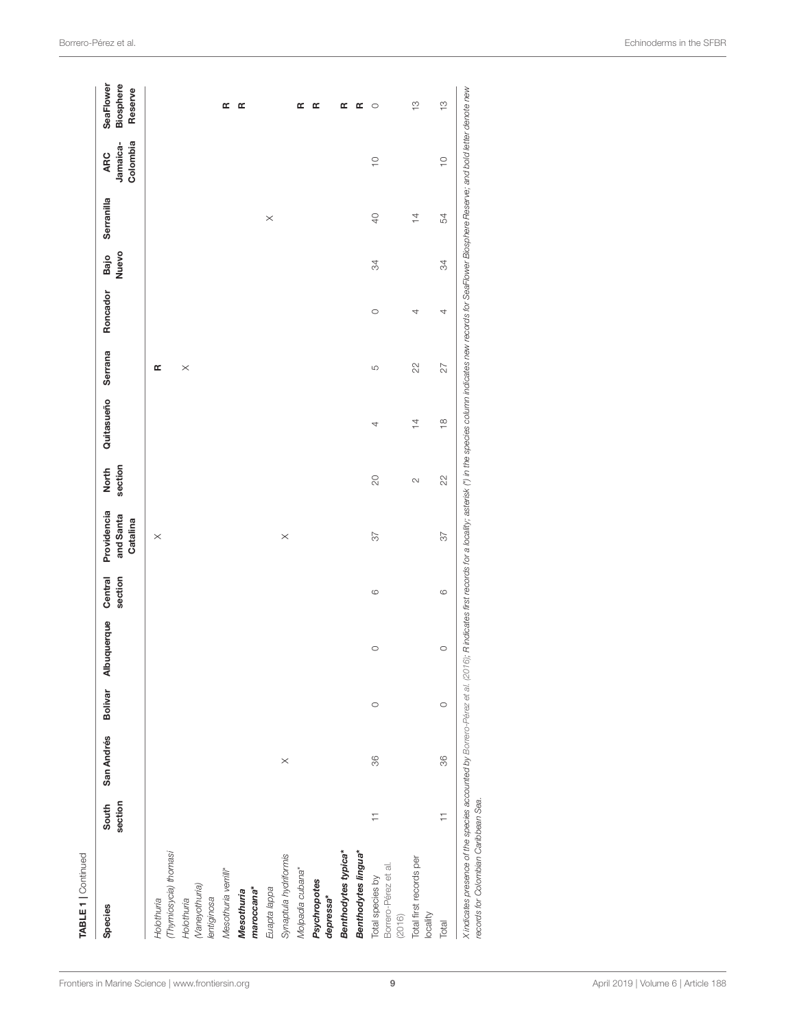**TABLE 1** | Continued

| Species | South section | San Andrés | Bolivar | Albuquerque | Central section | Providencia and Santa Catalina | North section | Quitasueño | Serrana | Roncador | Bajo Nuevo | Serranilla | ARC Jamaica-Colombia | SeaFlower Biosphere Reserve |
|---|---|---|---|---|---|---|---|---|---|---|---|---|---|---|
| *Holothuria (Thymiosycia) thomasi* | | | | | | X | | | R | | | | | |
| *Holothuria (Vaneyothuria) lentiginosa* | | | | | | | | | X | | | | | |
| *Mesothuria verrilli** | | | | | | | | | | | | | | R |
| ***Mesothuria maroccana**** | | | | | | | | | | | | | | R |
| *Euapta lappa* | | | | | | | | | | | | X | | |
| *Synaptula hydriformis* | | X | | | | X | | | | | | | | |
| *Molpadia cubana** | | | | | | | | | | | | | | R |
| ***Psychropotes depressa**** | | | | | | | | | | | | | | R |
| ***Benthodytes typica**** | | | | | | | | | | | | | | R |
| ***Benthodytes lingua**** | | | | | | | | | | | | | | R |
| Total species by Borrero-Pérez et al. (2016) | 11 | 36 | 0 | 0 | 6 | 37 | 20 | 4 | 5 | 0 | 34 | 40 | 10 | 0 |
| Total first records per locality | | | | | | | 2 | 14 | 22 | 4 | | 14 | | 13 |
| Total | 11 | 36 | 0 | 0 | 6 | 37 | 22 | 18 | 27 | 4 | 34 | 54 | 10 | 13 |

*X indicates presence of the species accounted by Borrero-Pérez et al. (2016); R indicates first records for a locality; asterisk (*) in the species column indicates new records for SeaFlower Biosphere Reserve; and bold letter denote new records for Colombian Caribbean Sea.*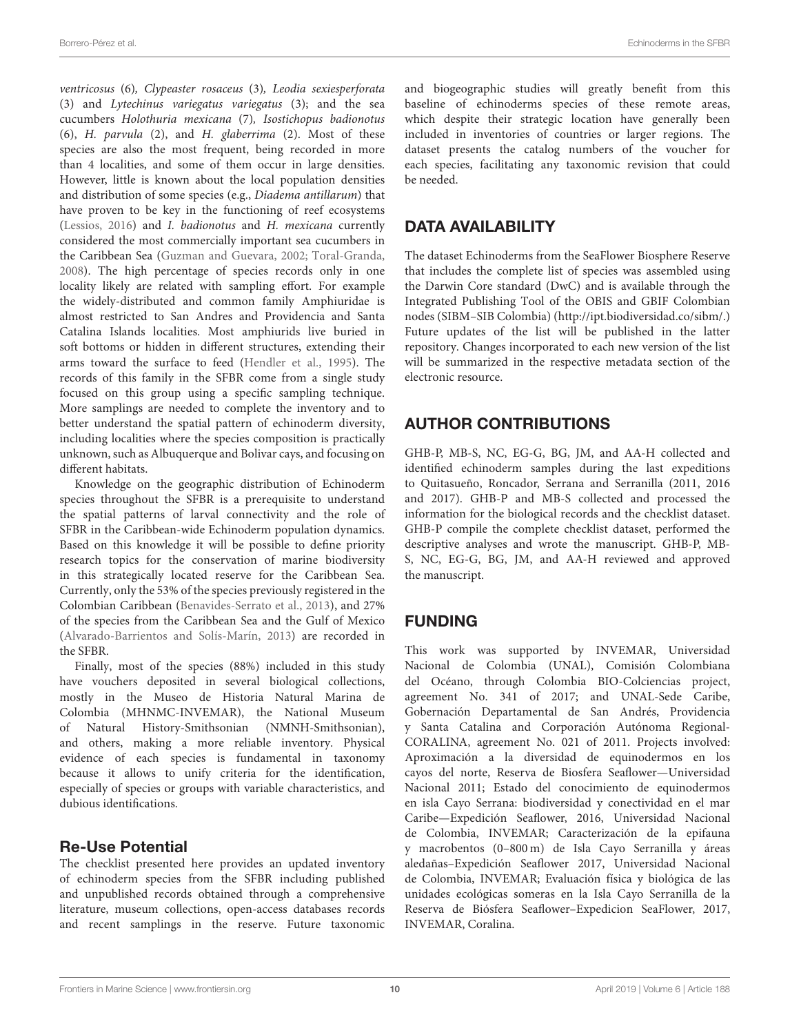*ventricosus* (6)*, Clypeaster rosaceus* (3)*, Leodia sexiesperforata* (3) and *Lytechinus variegatus variegatus* (3); and the sea cucumbers *Holothuria mexicana* (7)*, Isostichopus badionotus* (6), *H. parvula* (2), and *H. glaberrima* (2). Most of these species are also the most frequent, being recorded in more than 4 localities, and some of them occur in large densities. However, little is known about the local population densities and distribution of some species (e.g., *Diadema antillarum*) that have proven to be key in the functioning of reef ecosystems (Lessios, 2016) and *I. badionotus* and *H. mexicana* currently considered the most commercially important sea cucumbers in the Caribbean Sea (Guzman and Guevara, 2002; Toral-Granda, 2008). The high percentage of species records only in one locality likely are related with sampling effort. For example the widely-distributed and common family Amphiuridae is almost restricted to San Andres and Providencia and Santa Catalina Islands localities. Most amphiurids live buried in soft bottoms or hidden in different structures, extending their arms toward the surface to feed (Hendler et al., 1995). The records of this family in the SFBR come from a single study focused on this group using a specific sampling technique. More samplings are needed to complete the inventory and to better understand the spatial pattern of echinoderm diversity, including localities where the species composition is practically unknown, such as Albuquerque and Bolivar cays, and focusing on different habitats.

Knowledge on the geographic distribution of Echinoderm species throughout the SFBR is a prerequisite to understand the spatial patterns of larval connectivity and the role of SFBR in the Caribbean-wide Echinoderm population dynamics. Based on this knowledge it will be possible to define priority research topics for the conservation of marine biodiversity in this strategically located reserve for the Caribbean Sea. Currently, only the 53% of the species previously registered in the Colombian Caribbean (Benavides-Serrato et al., 2013), and 27% of the species from the Caribbean Sea and the Gulf of Mexico (Alvarado-Barrientos and Solís-Marín, 2013) are recorded in the SFBR.

Finally, most of the species (88%) included in this study have vouchers deposited in several biological collections, mostly in the Museo de Historia Natural Marina de Colombia (MHNMC-INVEMAR), the National Museum of Natural History-Smithsonian (NMNH-Smithsonian), and others, making a more reliable inventory. Physical evidence of each species is fundamental in taxonomy because it allows to unify criteria for the identification, especially of species or groups with variable characteristics, and dubious identifications.

### Re-Use Potential

The checklist presented here provides an updated inventory of echinoderm species from the SFBR including published and unpublished records obtained through a comprehensive literature, museum collections, open-access databases records and recent samplings in the reserve. Future taxonomic and biogeographic studies will greatly benefit from this baseline of echinoderms species of these remote areas, which despite their strategic location have generally been included in inventories of countries or larger regions. The dataset presents the catalog numbers of the voucher for each species, facilitating any taxonomic revision that could be needed.

## DATA AVAILABILITY

The dataset Echinoderms from the SeaFlower Biosphere Reserve that includes the complete list of species was assembled using the Darwin Core standard (DwC) and is available through the Integrated Publishing Tool of the OBIS and GBIF Colombian nodes (SIBM–SIB Colombia) (http://ipt.biodiversidad.co/sibm/.) Future updates of the list will be published in the latter repository. Changes incorporated to each new version of the list will be summarized in the respective metadata section of the electronic resource.

## AUTHOR CONTRIBUTIONS

GHB-P, MB-S, NC, EG-G, BG, JM, and AA-H collected and identified echinoderm samples during the last expeditions to Quitasueño, Roncador, Serrana and Serranilla (2011, 2016 and 2017). GHB-P and MB-S collected and processed the information for the biological records and the checklist dataset. GHB-P compile the complete checklist dataset, performed the descriptive analyses and wrote the manuscript. GHB-P, MB-S, NC, EG-G, BG, JM, and AA-H reviewed and approved the manuscript.

## FUNDING

This work was supported by INVEMAR, Universidad Nacional de Colombia (UNAL), Comisión Colombiana del Océano, through Colombia BIO-Colciencias project, agreement No. 341 of 2017; and UNAL-Sede Caribe, Gobernación Departamental de San Andrés, Providencia y Santa Catalina and Corporación Autónoma Regional-CORALINA, agreement No. 021 of 2011. Projects involved: Aproximación a la diversidad de equinodermos en los cayos del norte, Reserva de Biosfera Seaflower—Universidad Nacional 2011; Estado del conocimiento de equinodermos en isla Cayo Serrana: biodiversidad y conectividad en el mar Caribe—Expedición Seaflower, 2016, Universidad Nacional de Colombia, INVEMAR; Caracterización de la epifauna y macrobentos (0–800 m) de Isla Cayo Serranilla y áreas aledañas–Expedición Seaflower 2017, Universidad Nacional de Colombia, INVEMAR; Evaluación física y biológica de las unidades ecológicas someras en la Isla Cayo Serranilla de la Reserva de Biósfera Seaflower–Expedicion SeaFlower, 2017, INVEMAR, Coralina.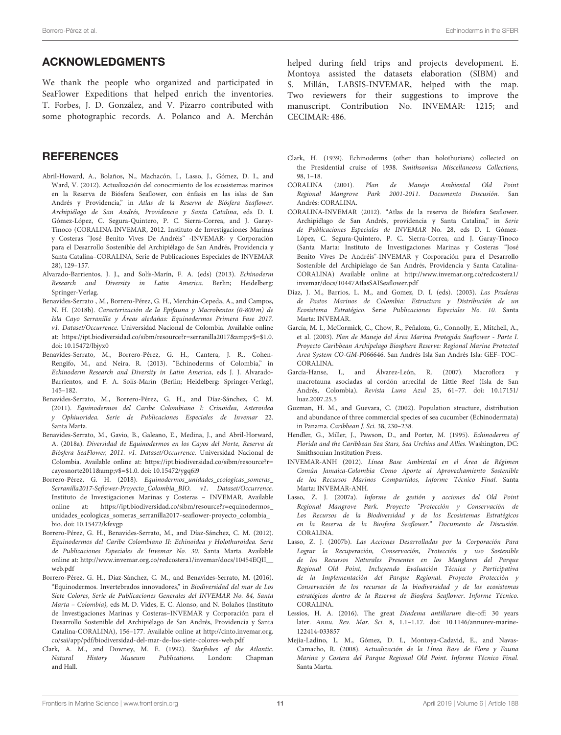## ACKNOWLEDGMENTS

We thank the people who organized and participated in SeaFlower Expeditions that helped enrich the inventories. T. Forbes, J. D. González, and V. Pizarro contributed with some photographic records. A. Polanco and A. Merchán helped during field trips and projects development. E. Montoya assisted the datasets elaboration (SIBM) and S. Millán, LABSIS-INVEMAR, helped with the map. Two reviewers for their suggestions to improve the manuscript. Contribution No. INVEMAR: 1215; and CECIMAR: 486.

## REFERENCES

Abril-Howard, A., Bolaños, N., Machacón, I., Lasso, J., Gómez, D. I., and Ward, V. (2012). Actualización del conocimiento de los ecosistemas marinos en la Reserva de Biósfera Seaflower, con énfasis en las islas de San Andrés y Providencia," in *Atlas de la Reserva de Biósfera Seaflower. Archipiélago de San Andrés, Providencia y Santa Catalina*, eds D. I. Gómez-López, C. Segura-Quintero, P. C. Sierra-Correa, and J. Garay-Tinoco (CORALINA-INVEMAR, 2012. Instituto de Investigaciones Marinas y Costeras "José Benito Vives De Andréis" -INVEMAR- y Corporación para el Desarrollo Sostenible del Archipiélago de San Andrés, Providencia y Santa Catalina–CORALINA, Serie de Publicaciones Especiales de INVEMAR 28), 129–157.

Alvarado-Barrientos, J. J., and Solís-Marín, F. A. (eds) (2013). *Echinoderm Research and Diversity in Latin America.* Berlin; Heidelberg: Springer-Verlag.

Benavides-Serrato , M., Borrero-Pérez, G. H., Merchán-Cepeda, A., and Campos, N. H. (2018b). *Caracterización de la Epifauna y Macrobentos (0-800 m) de Isla Cayo Serranilla y Áreas aledañas: Equinodermos Primera Fase 2017. v1. Dataset/Occurrence.* Universidad Nacional de Colombia. Available online at: https://ipt.biodiversidad.co/sibm/resource?r=serranilla2017&amp;v$=$1.0. doi: 10.15472/lbjyx0

Benavides-Serrato, M., Borrero-Pérez, G. H., Cantera, J. R., Cohen-Rengifo, M., and Neira, R. (2013). "Echinoderms of Colombia," in *Echinoderm Research and Diversity in Latin America*, eds J. J. Alvarado-Barrientos, and F. A. Solís-Marín (Berlin; Heidelberg: Springer-Verlag), 145–182.

Benavides-Serrato, M., Borrero-Pérez, G. H., and Díaz-Sánchez, C. M. (2011). *Equinodermos del Caribe Colombiano I: Crinoidea, Asteroidea y Ophiuroidea. Serie de Publicaciones Especiales de Invemar* 22. Santa Marta.

Benavides-Serrato, M., Gavio, B., Galeano, E., Medina, J., and Abril-Horward, A. (2018a). *Diversidad de Equinodermos en los Cayos del Norte, Reserva de Biósfera SeaFlower, 2011. v1. Dataset/Occurrence.* Universidad Nacional de Colombia. Available online at: https://ipt.biodiversidad.co/sibm/resource?r=cayosnorte2011&amp;v$=$1.0. doi: 10.15472/ygq6i9

Borrero-Pérez, G. H. (2018). *Equinodermos_unidades_ecologicas_someras_Serranilla2017-Seflower-Proyecto_Colombia_BIO. v1. Dataset/Occurrence.* Instituto de Investigaciones Marinas y Costeras – INVEMAR. Available online at: https://ipt.biodiversidad.co/sibm/resource?r=equinodermos_unidades_ecologicas_someras_serranilla2017-seaflower-proyecto_colombia_bio. doi: 10.15472/kfevgp

Borrero-Pérez, G. H., Benavides-Serrato, M., and Díaz-Sánchez, C. M. (2012). *Equinodermos del Caribe Colombiano II: Echinoidea y Holothuroidea. Serie de Publicaciones Especiales de Invemar No. 30.* Santa Marta. Available online at: http://www.invemar.org.co/redcostera1/invemar/docs/10454EQII__web.pdf

Borrero-Pérez, G. H., Díaz-Sánchez, C. M., and Benavides-Serrato, M. (2016). "Equinodermos. Invertebrados innovadores," in *Biodiversidad del mar de Los Siete Colores*, *Serie de Publicaciones Generales del INVEMAR No. 84, Santa Marta – Colombia),* eds M. D. Vides, E. C. Alonso, and N. Bolaños (Instituto de Investigaciones Marinas y Costeras–INVEMAR y Corporación para el Desarrollo Sostenible del Archipiélago de San Andrés, Providencia y Santa Catalina-CORALINA), 156–177. Available online at: http://cinto.invemar.org.co/sai/app/pdf/biodiversidad-del-mar-de-los-siete-colores-web.pdf

Clark, A. M., and Downey, M. E. (1992). *Starfishes of the Atlantic. Natural History Museum Publications.* London: Chapman and Hall.

Clark, H. (1939). Echinoderms (other than holothurians) collected on the Presidential cruise of 1938. *Smithsonian Miscellaneous Collections*, 98, 1–18.

CORALINA (2001). *Plan de Manejo Ambiental Old Point Regional Mangrove Park 2001-2011. Documento Discusión.* San Andrés: CORALINA.

CORALINA-INVEMAR (2012). "Atlas de la reserva de Biósfera Seaflower. Archipiélago de San Andrés, providencia y Santa Catalina," in *Serie de Publicaciones Especiales de INVEMAR* No. 28, eds D. I. Gómez-López, C. Segura-Quintero, P. C. Sierra-Correa, and J. Garay-Tinoco (Santa Marta: Instituto de Investigaciones Marinas y Costeras "José Benito Vives De Andréis"-INVEMAR y Corporación para el Desarrollo Sostenible del Archipiélago de San Andrés, Providencia y Santa Catalina-CORALINA) Available online at http://www.invemar.org.co/redcostera1/invemar/docs/10447AtlasSAISeaflower.pdf

Diaz, J. M., Barrios, L. M., and Gomez, D. I. (eds). (2003). *Las Praderas de Pastos Marinos de Colombia: Estructura y Distribución de un Ecosistema Estratégico*. Serie *Publicaciones Especiales No. 10.* Santa Marta: INVEMAR.

García, M. I., McCormick, C., Chow, R., Peñaloza, G., Connolly, E., Mitchell, A., et al. (2003). *Plan de Manejo del Área Marina Protegida Seaflower - Parte I. Proyecto Caribbean Archipelago Biosphere Reserve: Regional Marine Protected Area System CO-GM-P*066646. San Andrés Isla San Andrés Isla: GEF–TOC–CORALINA.

García-Hanse, I., and Álvarez-León, R. (2007). Macroflora y macrofauna asociadas al cordón arrecifal de Little Reef (Isla de San Andrés, Colombia). *Revista Luna Azul* 25, 61–77. doi: 10.17151/luaz.2007.25.5

Guzman, H. M., and Guevara, C. (2002). Population structure, distribution and abundance of three commercial species of sea cucumber (Echinodermata) in Panama. *Caribbean J. Sci.* 38, 230–238.

Hendler, G., Miller, J., Pawson, D., and Porter, M. (1995). *Echinoderms of Florida and the Caribbean Sea Stars, Sea Urchins and Allies*. Washington, DC: Smithsonian Institution Press.

INVEMAR-ANH (2012). *Línea Base Ambiental en el Área de Régimen Común Jamaica-Colombia Como Aporte al Aprovechamiento Sostenible de los Recursos Marinos Compartidos, Informe Técnico Final.* Santa Marta: INVEMAR-ANH.

Lasso, Z. J. (2007a). *Informe de gestión y acciones del Old Point Regional Mangrove Park. Proyecto "Protección y Conservación de Los Recursos de la Biodiversidad y de los Ecosistemas Estratégicos en la Reserva de la Biosfera Seaflower." Documento de Discusión.* CORALINA.

Lasso, Z. J. (2007b). *Las Acciones Desarrolladas por la Corporación Para Lograr la Recuperación, Conservación, Protección y uso Sostenible de los Recursos Naturales Presentes en los Manglares del Parque Regional Old Point, Incluyendo Evaluación Técnica y Participativa de la Implementación del Parque Regional. Proyecto Protección y Conservación de los recursos de la biodiversidad y de los ecosistemas estratégicos dentro de la Reserva de Biosfera Seaflower. Informe Técnico*. CORALINA.

Lessios, H. A. (2016). The great *Diadema antillarum* die-off: 30 years later. *Annu. Rev. Mar. Sci.* 8, 1.1–1.17. doi: 10.1146/annurev-marine-122414-033857

Mejía-Ladino, L. M., Gómez, D. I., Montoya-Cadavid, E., and Navas-Camacho, R. (2008). *Actualización de la Línea Base de Flora y Fauna Marina y Costera del Parque Regional Old Point. Informe Técnico Final.* Santa Marta.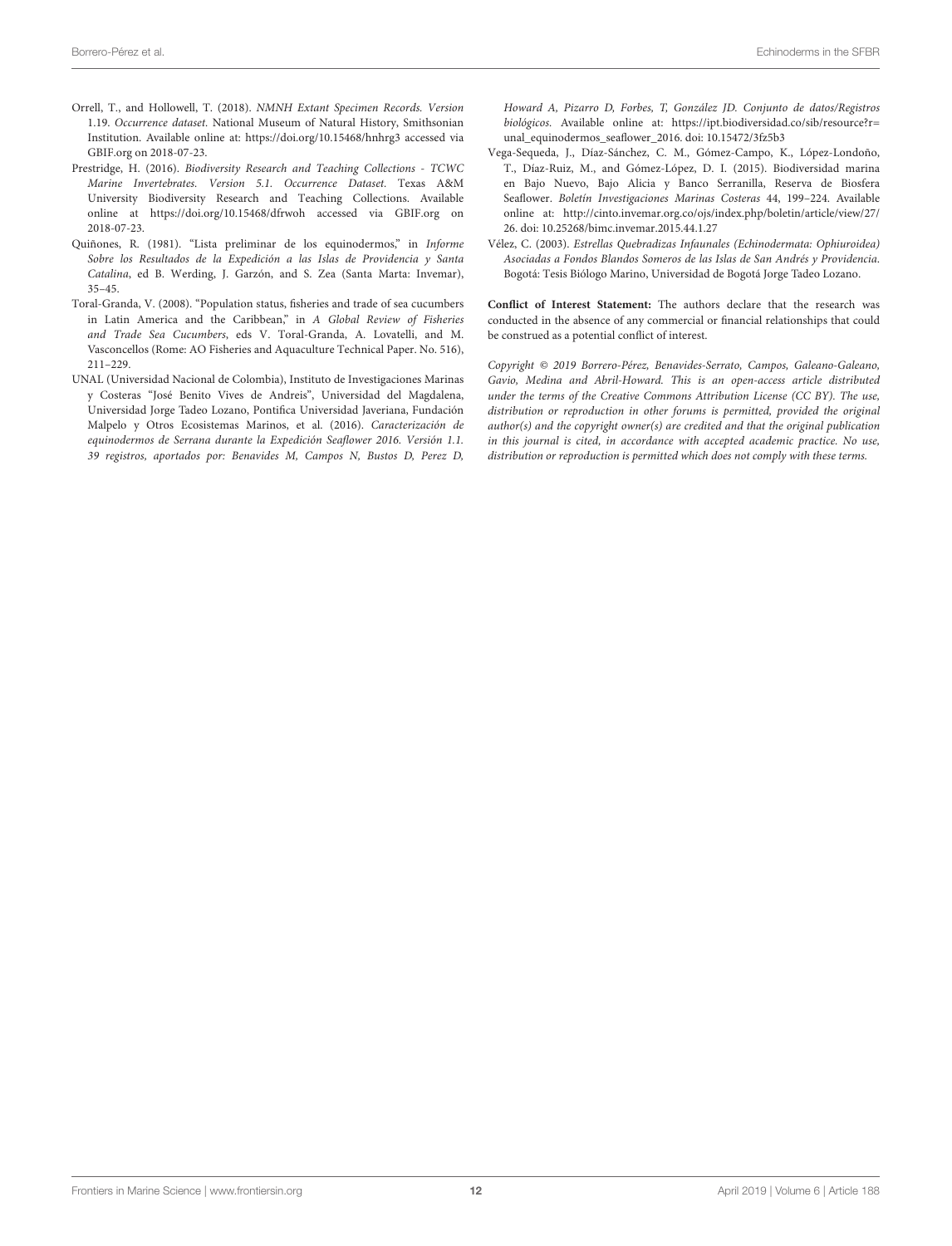Orrell, T., and Hollowell, T. (2018). *NMNH Extant Specimen Records. Version* 1.19. *Occurrence dataset*. National Museum of Natural History, Smithsonian Institution. Available online at: https://doi.org/10.15468/hnhrg3 accessed via GBIF.org on 2018-07-23.

Prestridge, H. (2016). *Biodiversity Research and Teaching Collections - TCWC Marine Invertebrates. Version 5.1. Occurrence Dataset.* Texas A&M University Biodiversity Research and Teaching Collections. Available online at https://doi.org/10.15468/dfrwoh accessed via GBIF.org on 2018-07-23.

Quiñones, R. (1981). "Lista preliminar de los equinodermos," in *Informe Sobre los Resultados de la Expedición a las Islas de Providencia y Santa Catalina*, ed B. Werding, J. Garzón, and S. Zea (Santa Marta: Invemar), 35–45.

Toral-Granda, V. (2008). "Population status, fisheries and trade of sea cucumbers in Latin America and the Caribbean," in *A Global Review of Fisheries and Trade Sea Cucumbers*, eds V. Toral-Granda, A. Lovatelli, and M. Vasconcellos (Rome: AO Fisheries and Aquaculture Technical Paper. No. 516), 211–229.

UNAL (Universidad Nacional de Colombia), Instituto de Investigaciones Marinas y Costeras "José Benito Vives de Andreis", Universidad del Magdalena, Universidad Jorge Tadeo Lozano, Pontifica Universidad Javeriana, Fundación Malpelo y Otros Ecosistemas Marinos, et al. (2016). *Caracterización de equinodermos de Serrana durante la Expedición Seaflower 2016. Versión 1.1. 39 registros, aportados por: Benavides M, Campos N, Bustos D, Perez D, Howard A, Pizarro D, Forbes, T, González JD. Conjunto de datos/Registros biológicos.* Available online at: https://ipt.biodiversidad.co/sib/resource?r=unal_equinodermos_seaflower_2016. doi: 10.15472/3fz5b3

Vega-Sequeda, J., Díaz-Sánchez, C. M., Gómez-Campo, K., López-Londoño, T., Díaz-Ruiz, M., and Gómez-López, D. I. (2015). Biodiversidad marina en Bajo Nuevo, Bajo Alicia y Banco Serranilla, Reserva de Biosfera Seaflower. *Boletín Investigaciones Marinas Costeras* 44, 199–224. Available online at: http://cinto.invemar.org.co/ojs/index.php/boletin/article/view/27/26. doi: 10.25268/bimc.invemar.2015.44.1.27

Vélez, C. (2003). *Estrellas Quebradizas Infaunales (Echinodermata: Ophiuroidea) Asociadas a Fondos Blandos Someros de las Islas de San Andrés y Providencia.* Bogotá: Tesis Biólogo Marino, Universidad de Bogotá Jorge Tadeo Lozano.

**Conflict of Interest Statement:** The authors declare that the research was conducted in the absence of any commercial or financial relationships that could be construed as a potential conflict of interest.

*Copyright © 2019 Borrero-Pérez, Benavides-Serrato, Campos, Galeano-Galeano, Gavio, Medina and Abril-Howard. This is an open-access article distributed under the terms of the Creative Commons Attribution License (CC BY). The use, distribution or reproduction in other forums is permitted, provided the original author(s) and the copyright owner(s) are credited and that the original publication in this journal is cited, in accordance with accepted academic practice. No use, distribution or reproduction is permitted which does not comply with these terms.*